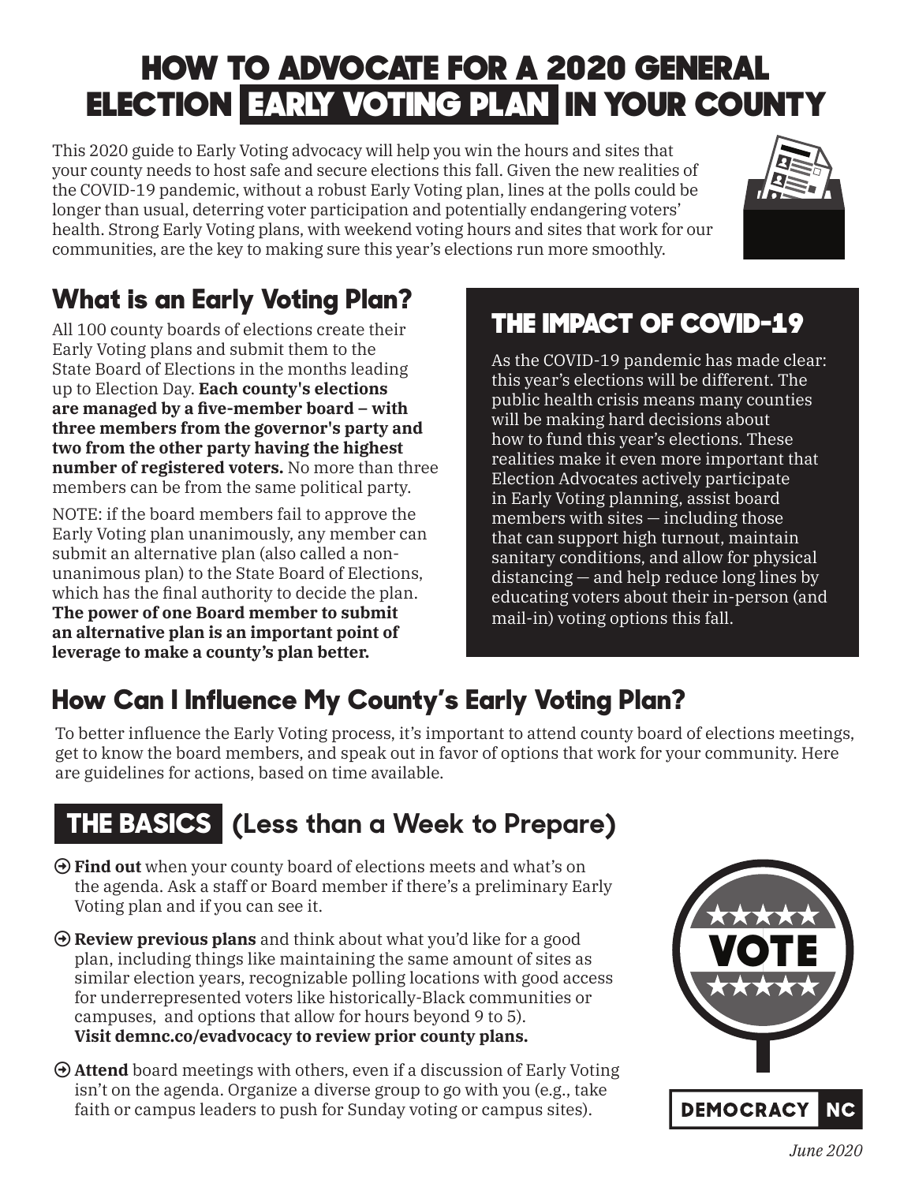# HOW TO ADVOCATE FOR A 2020 GENERAL ELECTION EARLY VOTING PLAN IN YOUR COUNTY

This 2020 guide to Early Voting advocacy will help you win the hours and sites that your county needs to host safe and secure elections this fall. Given the new realities of the COVID-19 pandemic, without a robust Early Voting plan, lines at the polls could be longer than usual, deterring voter participation and potentially endangering voters' health. Strong Early Voting plans, with weekend voting hours and sites that work for our communities, are the key to making sure this year's elections run more smoothly.

## What is an Early Voting Plan?

All 100 county boards of elections create their Early Voting plans and submit them to the State Board of Elections in the months leading up to Election Day. **Each county's elections are managed by a five-member board – with three members from the governor's party and two from the other party having the highest number of registered voters.** No more than three members can be from the same political party.

NOTE: if the board members fail to approve the Early Voting plan unanimously, any member can submit an alternative plan (also called a non-unanimous plan) to the State Board of Elections, which has the final authority to decide the plan. **The power of one Board member to submit an alternative plan is an important point of leverage to make a county's plan better.**

## THE IMPACT OF COVID-19

As the COVID-19 pandemic has made clear: this year's elections will be different. The public health crisis means many counties will be making hard decisions about how to fund this year's elections. These realities make it even more important that Election Advocates actively participate in Early Voting planning, assist board members with sites — including those that can support high turnout, maintain sanitary conditions, and allow for physical distancing — and help reduce long lines by educating voters about their in-person (and mail-in) voting options this fall.

## How Can I Influence My County's Early Voting Plan?

To better influence the Early Voting process, it's important to attend county board of elections meetings, get to know the board members, and speak out in favor of options that work for your community. Here are guidelines for actions, based on time available.

## THE BASICS (Less than a Week to Prepare)

- **Find out** when your county board of elections meets and what's on the agenda. Ask a staff or Board member if there's a preliminary Early Voting plan and if you can see it.
- **Review previous plans** and think about what you'd like for a good plan, including things like maintaining the same amount of sites as similar election years, recognizable polling locations with good access for underrepresented voters like historically-Black communities or campuses, and options that allow for hours beyond 9 to 5).
  **Visit demnc.co/evadvocacy to review prior county plans.**
- **Attend** board meetings with others, even if a discussion of Early Voting isn't on the agenda. Organize a diverse group to go with you (e.g., take faith or campus leaders to push for Sunday voting or campus sites).

DEMOCRACY NC

*June 2020*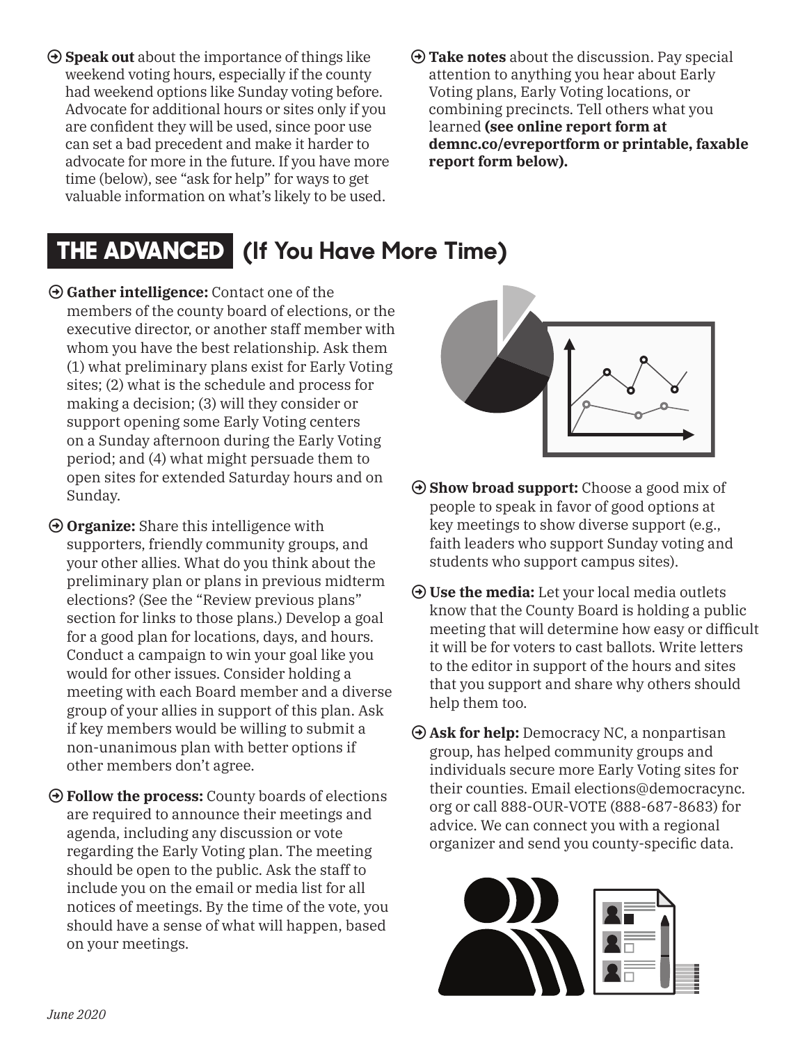- **Speak out** about the importance of things like weekend voting hours, especially if the county had weekend options like Sunday voting before. Advocate for additional hours or sites only if you are confident they will be used, since poor use can set a bad precedent and make it harder to advocate for more in the future. If you have more time (below), see "ask for help" for ways to get valuable information on what's likely to be used.
- **Take notes** about the discussion. Pay special attention to anything you hear about Early Voting plans, Early Voting locations, or combining precincts. Tell others what you learned **(see online report form at demnc.co/evreportform or printable, faxable report form below).**

## THE ADVANCED (If You Have More Time)

- **Gather intelligence:** Contact one of the members of the county board of elections, or the executive director, or another staff member with whom you have the best relationship. Ask them (1) what preliminary plans exist for Early Voting sites; (2) what is the schedule and process for making a decision; (3) will they consider or support opening some Early Voting centers on a Sunday afternoon during the Early Voting period; and (4) what might persuade them to open sites for extended Saturday hours and on Sunday.
- **Organize:** Share this intelligence with supporters, friendly community groups, and your other allies. What do you think about the preliminary plan or plans in previous midterm elections? (See the "Review previous plans" section for links to those plans.) Develop a goal for a good plan for locations, days, and hours. Conduct a campaign to win your goal like you would for other issues. Consider holding a meeting with each Board member and a diverse group of your allies in support of this plan. Ask if key members would be willing to submit a non-unanimous plan with better options if other members don't agree.
- **Follow the process:** County boards of elections are required to announce their meetings and agenda, including any discussion or vote regarding the Early Voting plan. The meeting should be open to the public. Ask the staff to include you on the email or media list for all notices of meetings. By the time of the vote, you should have a sense of what will happen, based on your meetings.
- **Show broad support:** Choose a good mix of people to speak in favor of good options at key meetings to show diverse support (e.g., faith leaders who support Sunday voting and students who support campus sites).
- **Use the media:** Let your local media outlets know that the County Board is holding a public meeting that will determine how easy or difficult it will be for voters to cast ballots. Write letters to the editor in support of the hours and sites that you support and share why others should help them too.
- **Ask for help:** Democracy NC, a nonpartisan group, has helped community groups and individuals secure more Early Voting sites for their counties. Email elections@democracync.org or call 888-OUR-VOTE (888-687-8683) for advice. We can connect you with a regional organizer and send you county-specific data.

*June 2020*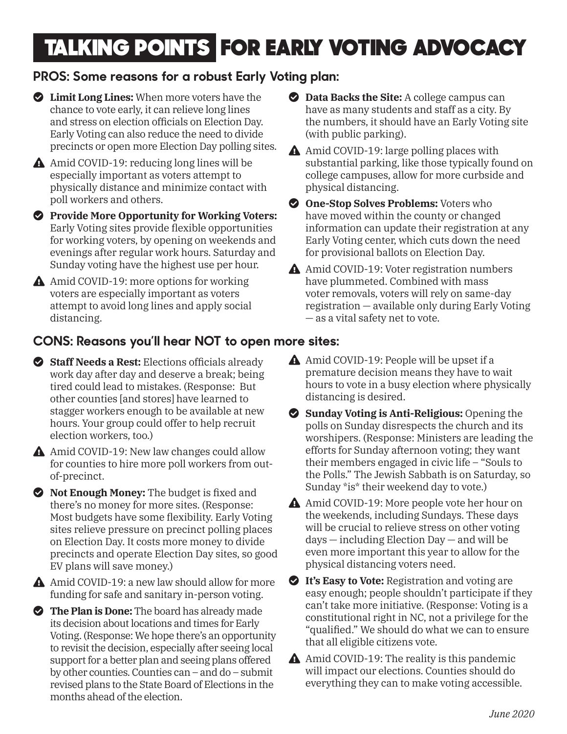# TALKING POINTS FOR EARLY VOTING ADVOCACY

## PROS: Some reasons for a robust Early Voting plan:

- **Limit Long Lines:** When more voters have the chance to vote early, it can relieve long lines and stress on election officials on Election Day. Early Voting can also reduce the need to divide precincts or open more Election Day polling sites.
- ⚠ Amid COVID-19: reducing long lines will be especially important as voters attempt to physically distance and minimize contact with poll workers and others.
- **Provide More Opportunity for Working Voters:** Early Voting sites provide flexible opportunities for working voters, by opening on weekends and evenings after regular work hours. Saturday and Sunday voting have the highest use per hour.
- ⚠ Amid COVID-19: more options for working voters are especially important as voters attempt to avoid long lines and apply social distancing.
- **Data Backs the Site:** A college campus can have as many students and staff as a city. By the numbers, it should have an Early Voting site (with public parking).
- ⚠ Amid COVID-19: large polling places with substantial parking, like those typically found on college campuses, allow for more curbside and physical distancing.
- **One-Stop Solves Problems:** Voters who have moved within the county or changed information can update their registration at any Early Voting center, which cuts down the need for provisional ballots on Election Day.
- ⚠ Amid COVID-19: Voter registration numbers have plummeted. Combined with mass voter removals, voters will rely on same-day registration — available only during Early Voting — as a vital safety net to vote.

## CONS: Reasons you'll hear NOT to open more sites:

- **Staff Needs a Rest:** Elections officials already work day after day and deserve a break; being tired could lead to mistakes. (Response: But other counties [and stores] have learned to stagger workers enough to be available at new hours. Your group could offer to help recruit election workers, too.)
- ⚠ Amid COVID-19: New law changes could allow for counties to hire more poll workers from out-of-precinct.
- **Not Enough Money:** The budget is fixed and there's no money for more sites. (Response: Most budgets have some flexibility. Early Voting sites relieve pressure on precinct polling places on Election Day. It costs more money to divide precincts and operate Election Day sites, so good EV plans will save money.)
- ⚠ Amid COVID-19: a new law should allow for more funding for safe and sanitary in-person voting.
- **The Plan is Done:** The board has already made its decision about locations and times for Early Voting. (Response: We hope there's an opportunity to revisit the decision, especially after seeing local support for a better plan and seeing plans offered by other counties. Counties can – and do – submit revised plans to the State Board of Elections in the months ahead of the election.
- ⚠ Amid COVID-19: People will be upset if a premature decision means they have to wait hours to vote in a busy election where physically distancing is desired.
- **Sunday Voting is Anti-Religious:** Opening the polls on Sunday disrespects the church and its worshipers. (Response: Ministers are leading the efforts for Sunday afternoon voting; they want their members engaged in civic life – "Souls to the Polls." The Jewish Sabbath is on Saturday, so Sunday *is* their weekend day to vote.)
- ⚠ Amid COVID-19: More people vote her hour on the weekends, including Sundays. These days will be crucial to relieve stress on other voting days — including Election Day — and will be even more important this year to allow for the physical distancing voters need.
- **It's Easy to Vote:** Registration and voting are easy enough; people shouldn't participate if they can't take more initiative. (Response: Voting is a constitutional right in NC, not a privilege for the "qualified." We should do what we can to ensure that all eligible citizens vote.
- ⚠ Amid COVID-19: The reality is this pandemic will impact our elections. Counties should do everything they can to make voting accessible.

*June 2020*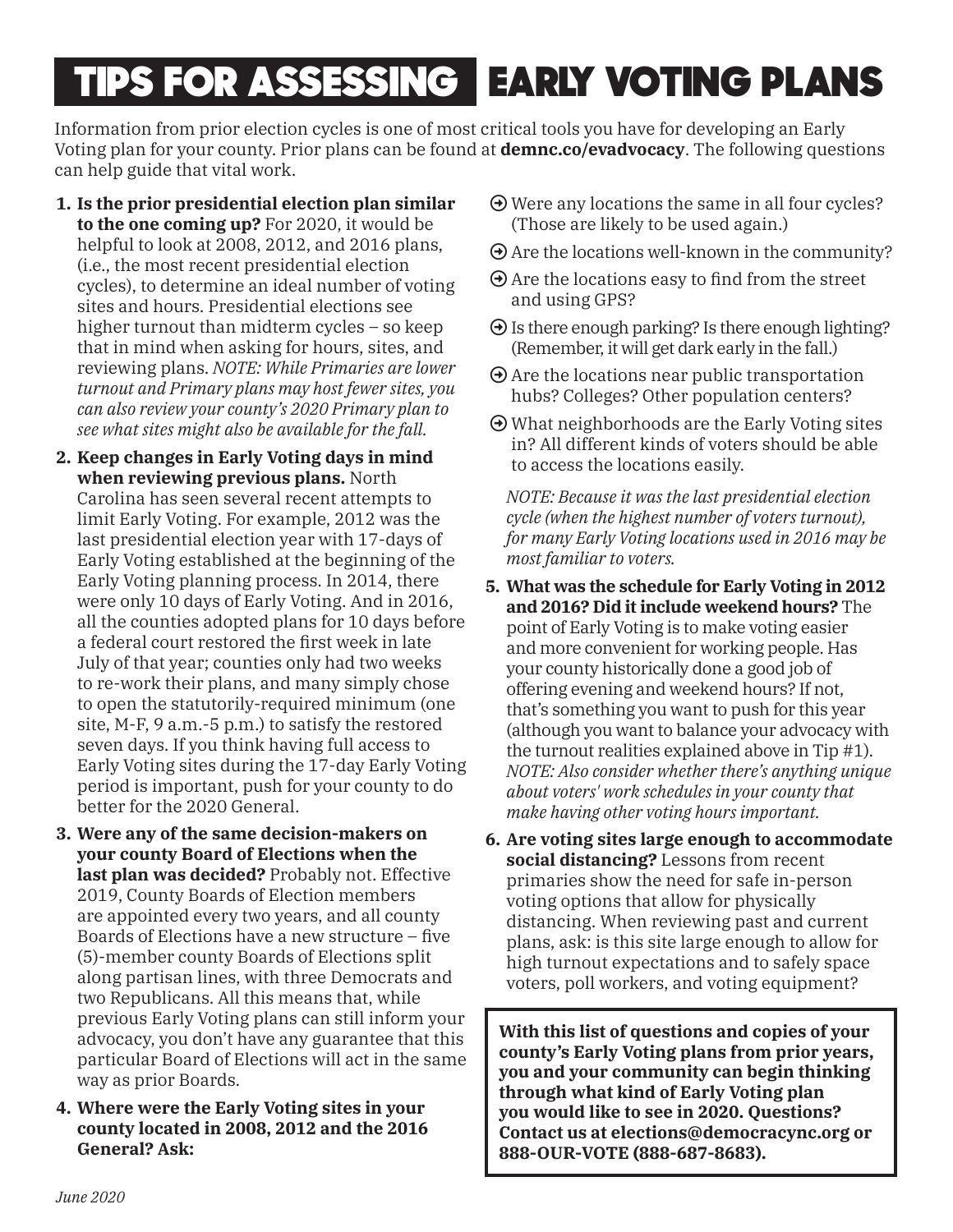# TIPS FOR ASSESSING EARLY VOTING PLANS

Information from prior election cycles is one of most critical tools you have for developing an Early Voting plan for your county. Prior plans can be found at **demnc.co/evadvocacy**. The following questions can help guide that vital work.

1. **Is the prior presidential election plan similar to the one coming up?** For 2020, it would be helpful to look at 2008, 2012, and 2016 plans, (i.e., the most recent presidential election cycles), to determine an ideal number of voting sites and hours. Presidential elections see higher turnout than midterm cycles – so keep that in mind when asking for hours, sites, and reviewing plans. *NOTE: While Primaries are lower turnout and Primary plans may host fewer sites, you can also review your county's 2020 Primary plan to see what sites might also be available for the fall.*

2. **Keep changes in Early Voting days in mind when reviewing previous plans.** North Carolina has seen several recent attempts to limit Early Voting. For example, 2012 was the last presidential election year with 17-days of Early Voting established at the beginning of the Early Voting planning process. In 2014, there were only 10 days of Early Voting. And in 2016, all the counties adopted plans for 10 days before a federal court restored the first week in late July of that year; counties only had two weeks to re-work their plans, and many simply chose to open the statutorily-required minimum (one site, M-F, 9 a.m.-5 p.m.) to satisfy the restored seven days. If you think having full access to Early Voting sites during the 17-day Early Voting period is important, push for your county to do better for the 2020 General.

3. **Were any of the same decision-makers on your county Board of Elections when the last plan was decided?** Probably not. Effective 2019, County Boards of Election members are appointed every two years, and all county Boards of Elections have a new structure – five (5)-member county Boards of Elections split along partisan lines, with three Democrats and two Republicans. All this means that, while previous Early Voting plans can still inform your advocacy, you don't have any guarantee that this particular Board of Elections will act in the same way as prior Boards.

4. **Where were the Early Voting sites in your county located in 2008, 2012 and the 2016 General? Ask:**
   - Were any locations the same in all four cycles? (Those are likely to be used again.)
   - Are the locations well-known in the community?
   - Are the locations easy to find from the street and using GPS?
   - Is there enough parking? Is there enough lighting? (Remember, it will get dark early in the fall.)
   - Are the locations near public transportation hubs? Colleges? Other population centers?
   - What neighborhoods are the Early Voting sites in? All different kinds of voters should be able to access the locations easily.

   *NOTE: Because it was the last presidential election cycle (when the highest number of voters turnout), for many Early Voting locations used in 2016 may be most familiar to voters.*

5. **What was the schedule for Early Voting in 2012 and 2016? Did it include weekend hours?** The point of Early Voting is to make voting easier and more convenient for working people. Has your county historically done a good job of offering evening and weekend hours? If not, that's something you want to push for this year (although you want to balance your advocacy with the turnout realities explained above in Tip #1). *NOTE: Also consider whether there's anything unique about voters' work schedules in your county that make having other voting hours important.*

6. **Are voting sites large enough to accommodate social distancing?** Lessons from recent primaries show the need for safe in-person voting options that allow for physically distancing. When reviewing past and current plans, ask: is this site large enough to allow for high turnout expectations and to safely space voters, poll workers, and voting equipment?

**With this list of questions and copies of your county's Early Voting plans from prior years, you and your community can begin thinking through what kind of Early Voting plan you would like to see in 2020. Questions? Contact us at elections@democracync.org or 888-OUR-VOTE (888-687-8683).**

*June 2020*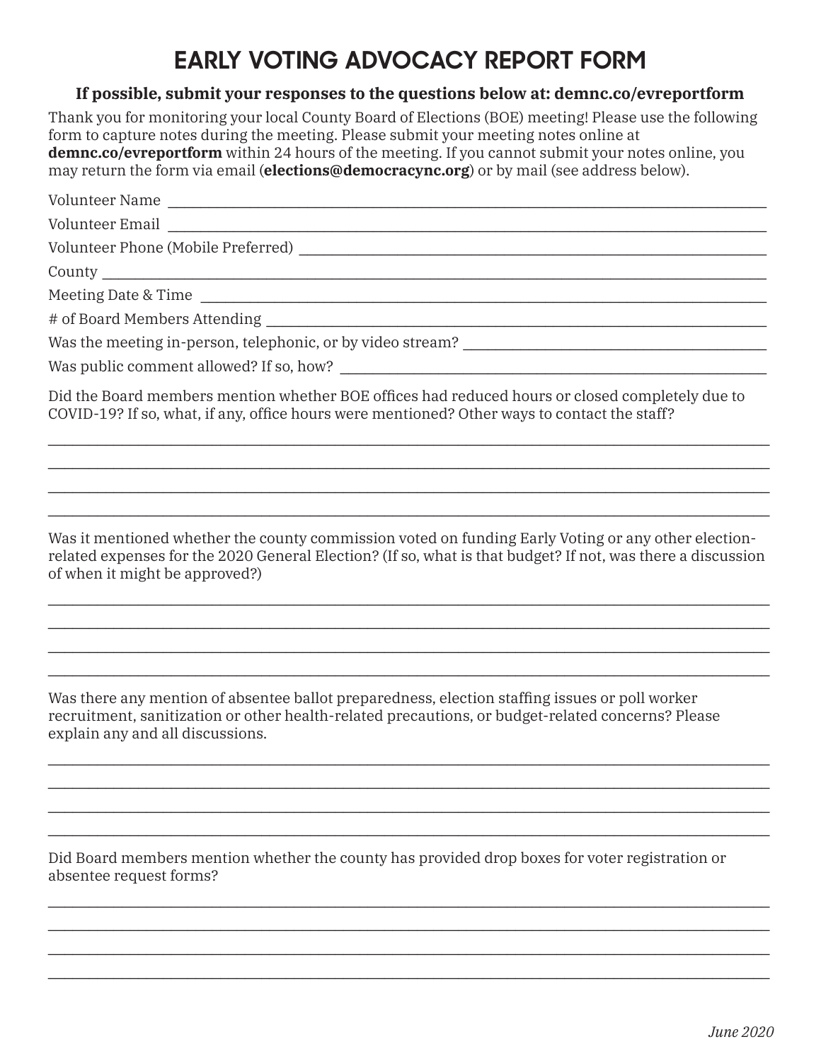# EARLY VOTING ADVOCACY REPORT FORM

**If possible, submit your responses to the questions below at: demnc.co/evreportform**

Thank you for monitoring your local County Board of Elections (BOE) meeting! Please use the following form to capture notes during the meeting. Please submit your meeting notes online at **demnc.co/evreportform** within 24 hours of the meeting. If you cannot submit your notes online, you may return the form via email (**elections@democracync.org**) or by mail (see address below).

Volunteer Name ______________________________________________

Volunteer Email ______________________________________________

Volunteer Phone (Mobile Preferred) ______________________________

County ______________________________________________________

Meeting Date & Time __________________________________________

# of Board Members Attending ___________________________________

Was the meeting in-person, telephonic, or by video stream? ____________

Was public comment allowed? If so, how? __________________________

Did the Board members mention whether BOE offices had reduced hours or closed completely due to COVID-19? If so, what, if any, office hours were mentioned? Other ways to contact the staff?

______________________________________________________________

______________________________________________________________

______________________________________________________________

______________________________________________________________

Was it mentioned whether the county commission voted on funding Early Voting or any other election-related expenses for the 2020 General Election? (If so, what is that budget? If not, was there a discussion of when it might be approved?)

______________________________________________________________

______________________________________________________________

______________________________________________________________

______________________________________________________________

Was there any mention of absentee ballot preparedness, election staffing issues or poll worker recruitment, sanitization or other health-related precautions, or budget-related concerns? Please explain any and all discussions.

______________________________________________________________

______________________________________________________________

______________________________________________________________

______________________________________________________________

Did Board members mention whether the county has provided drop boxes for voter registration or absentee request forms?

______________________________________________________________

______________________________________________________________

______________________________________________________________

______________________________________________________________

*June 2020*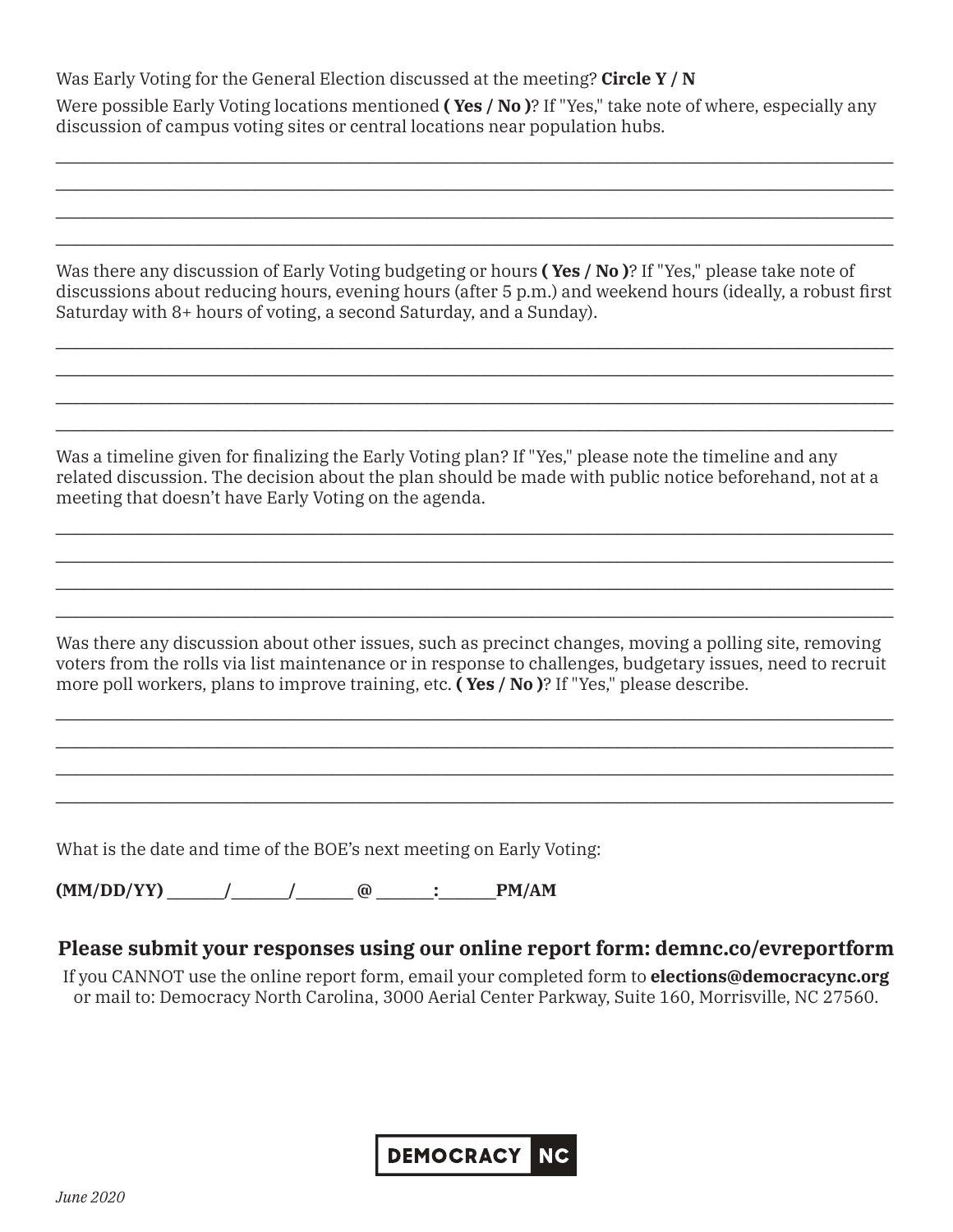Was Early Voting for the General Election discussed at the meeting? **Circle Y / N**

Were possible Early Voting locations mentioned **( Yes / No )**? If "Yes," take note of where, especially any discussion of campus voting sites or central locations near population hubs.

______________________________________________________________________________________

______________________________________________________________________________________

______________________________________________________________________________________

______________________________________________________________________________________

Was there any discussion of Early Voting budgeting or hours **( Yes / No )**? If "Yes," please take note of discussions about reducing hours, evening hours (after 5 p.m.) and weekend hours (ideally, a robust first Saturday with 8+ hours of voting, a second Saturday, and a Sunday).

______________________________________________________________________________________

______________________________________________________________________________________

______________________________________________________________________________________

______________________________________________________________________________________

Was a timeline given for finalizing the Early Voting plan? If "Yes," please note the timeline and any related discussion. The decision about the plan should be made with public notice beforehand, not at a meeting that doesn't have Early Voting on the agenda.

______________________________________________________________________________________

______________________________________________________________________________________

______________________________________________________________________________________

______________________________________________________________________________________

Was there any discussion about other issues, such as precinct changes, moving a polling site, removing voters from the rolls via list maintenance or in response to challenges, budgetary issues, need to recruit more poll workers, plans to improve training, etc. **( Yes / No )**? If "Yes," please describe.

______________________________________________________________________________________

______________________________________________________________________________________

______________________________________________________________________________________

______________________________________________________________________________________

What is the date and time of the BOE's next meeting on Early Voting:

**(MM/DD/YY) _______/_______/_______ @ _______:_______PM/AM**

**Please submit your responses using our online report form: demnc.co/evreportform**

If you CANNOT use the online report form, email your completed form to **elections@democracync.org** or mail to: Democracy North Carolina, 3000 Aerial Center Parkway, Suite 160, Morrisville, NC 27560.

DEMOCRACY NC

*June 2020*